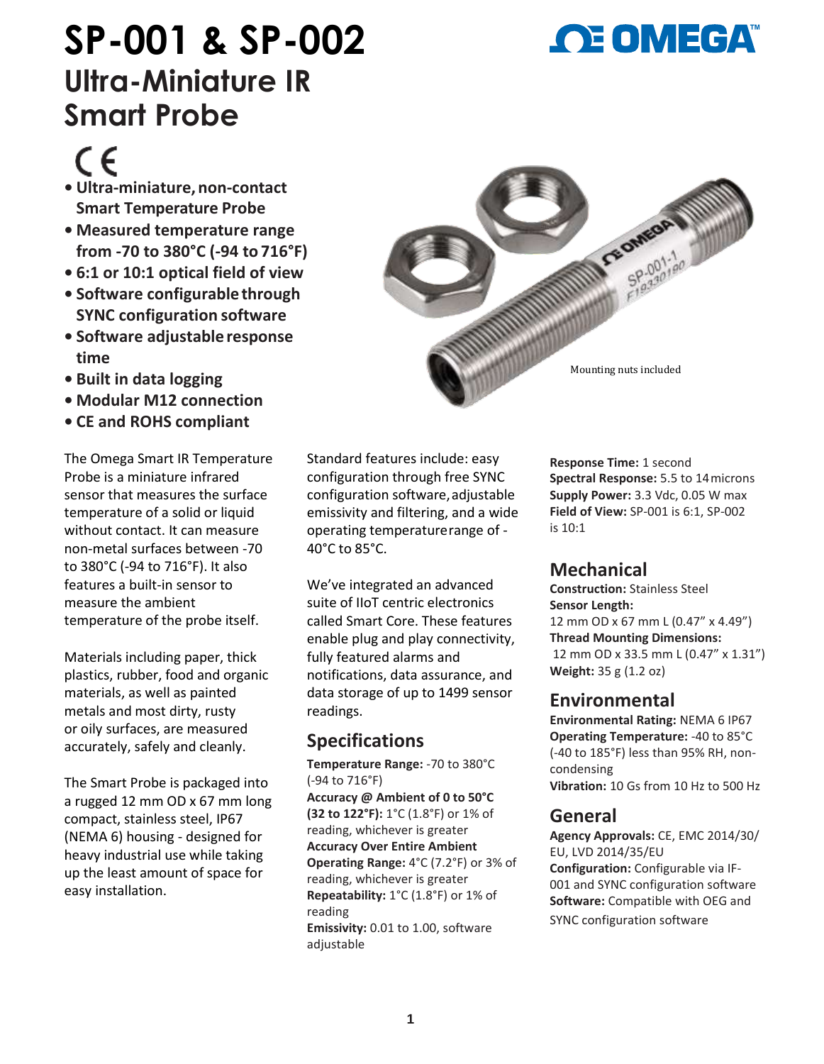# SP-001 & SP-002

## Ultra-Miniature IR Smart Probe

CE

- **Ultra-miniature, non-contact Smart Temperature Probe**
- **Measured temperature range from -70 to 380°C (-94 to 716°F)**
- **6:1 or 10:1 optical field of view**
- **Software configurable through SYNC configuration software**
- **Software adjustable response time**
- **Built in data logging**
- **Modular M12 connection**
- **CE and ROHS compliant**

Mounting nuts included

The Omega Smart IR Temperature Probe is a miniature infrared sensor that measures the surface temperature of a solid or liquid without contact. It can measure non-metal surfaces between -70 to 380°C (-94 to 716°F). It also features a built-in sensor to measure the ambient temperature of the probe itself.

Materials including paper, thick plastics, rubber, food and organic materials, as well as painted metals and most dirty, rusty or oily surfaces, are measured accurately, safely and cleanly.

The Smart Probe is packaged into a rugged 12 mm OD x 67 mm long compact, stainless steel, IP67 (NEMA 6) housing - designed for heavy industrial use while taking up the least amount of space for easy installation.

Standard features include: easy configuration through free SYNC configuration software, adjustable emissivity and filtering, and a wide operating temperature range of -40°C to 85°C.

We've integrated an advanced suite of IIoT centric electronics called Smart Core. These features enable plug and play connectivity, fully featured alarms and notifications, data assurance, and data storage of up to 1499 sensor readings.

## Specifications

**Temperature Range:** -70 to 380°C (-94 to 716°F)
**Accuracy @ Ambient of 0 to 50°C (32 to 122°F):** 1°C (1.8°F) or 1% of reading, whichever is greater
**Accuracy Over Entire Ambient Operating Range:** 4°C (7.2°F) or 3% of reading, whichever is greater
**Repeatability:** 1°C (1.8°F) or 1% of reading
**Emissivity:** 0.01 to 1.00, software adjustable
**Response Time:** 1 second
**Spectral Response:** 5.5 to 14 microns
**Supply Power:** 3.3 Vdc, 0.05 W max
**Field of View:** SP-001 is 6:1, SP-002 is 10:1

## Mechanical

**Construction:** Stainless Steel
**Sensor Length:**
12 mm OD x 67 mm L (0.47" x 4.49")
**Thread Mounting Dimensions:**
12 mm OD x 33.5 mm L (0.47" x 1.31")
**Weight:** 35 g (1.2 oz)

## Environmental

**Environmental Rating:** NEMA 6 IP67
**Operating Temperature:** -40 to 85°C (-40 to 185°F) less than 95% RH, non-condensing
**Vibration:** 10 Gs from 10 Hz to 500 Hz

## General

**Agency Approvals:** CE, EMC 2014/30/EU, LVD 2014/35/EU
**Configuration:** Configurable via IF-001 and SYNC configuration software
**Software:** Compatible with OEG and SYNC configuration software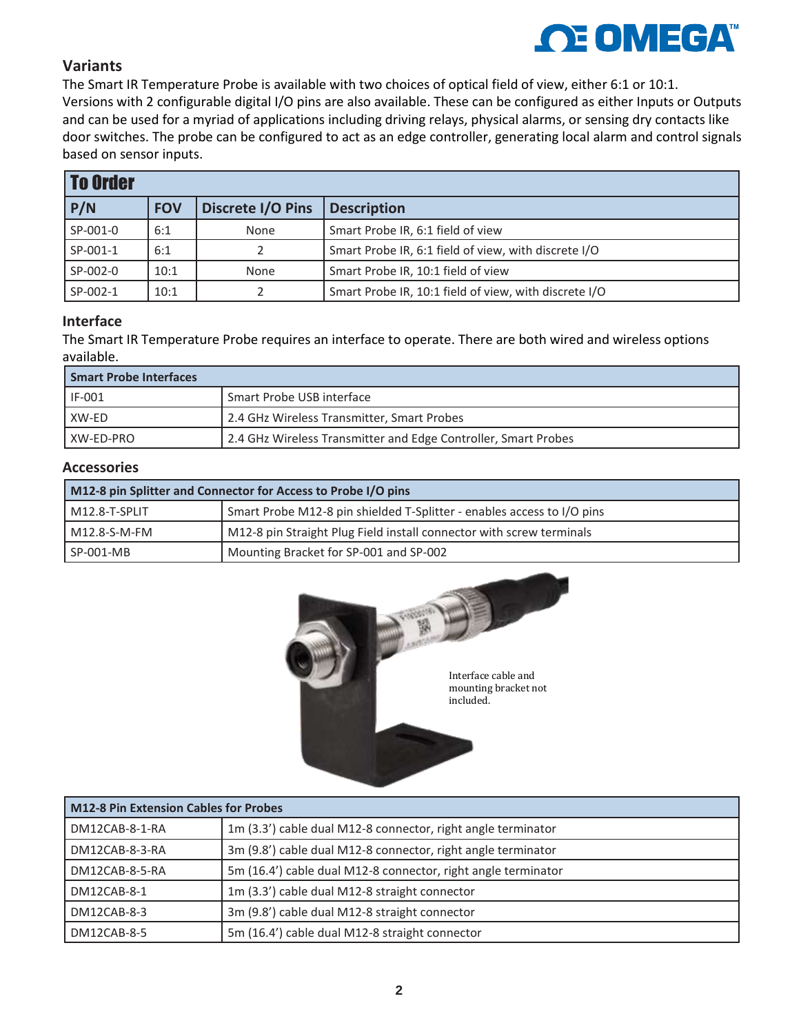## Variants

The Smart IR Temperature Probe is available with two choices of optical field of view, either 6:1 or 10:1. Versions with 2 configurable digital I/O pins are also available. These can be configured as either Inputs or Outputs and can be used for a myriad of applications including driving relays, physical alarms, or sensing dry contacts like door switches. The probe can be configured to act as an edge controller, generating local alarm and control signals based on sensor inputs.

**To Order**

| P/N | FOV | Discrete I/O Pins | Description |
|---|---|---|---|
| SP-001-0 | 6:1 | None | Smart Probe IR, 6:1 field of view |
| SP-001-1 | 6:1 | 2 | Smart Probe IR, 6:1 field of view, with discrete I/O |
| SP-002-0 | 10:1 | None | Smart Probe IR, 10:1 field of view |
| SP-002-1 | 10:1 | 2 | Smart Probe IR, 10:1 field of view, with discrete I/O |

## Interface

The Smart IR Temperature Probe requires an interface to operate. There are both wired and wireless options available.

| Smart Probe Interfaces | |
|---|---|
| IF-001 | Smart Probe USB interface |
| XW-ED | 2.4 GHz Wireless Transmitter, Smart Probes |
| XW-ED-PRO | 2.4 GHz Wireless Transmitter and Edge Controller, Smart Probes |

## Accessories

| M12-8 pin Splitter and Connector for Access to Probe I/O pins | |
|---|---|
| M12.8-T-SPLIT | Smart Probe M12-8 pin shielded T-Splitter - enables access to I/O pins |
| M12.8-S-M-FM | M12-8 pin Straight Plug Field install connector with screw terminals |
| SP-001-MB | Mounting Bracket for SP-001 and SP-002 |

Interface cable and mounting bracket not included.

| M12-8 Pin Extension Cables for Probes | |
|---|---|
| DM12CAB-8-1-RA | 1m (3.3') cable dual M12-8 connector, right angle terminator |
| DM12CAB-8-3-RA | 3m (9.8') cable dual M12-8 connector, right angle terminator |
| DM12CAB-8-5-RA | 5m (16.4') cable dual M12-8 connector, right angle terminator |
| DM12CAB-8-1 | 1m (3.3') cable dual M12-8 straight connector |
| DM12CAB-8-3 | 3m (9.8') cable dual M12-8 straight connector |
| DM12CAB-8-5 | 5m (16.4') cable dual M12-8 straight connector |